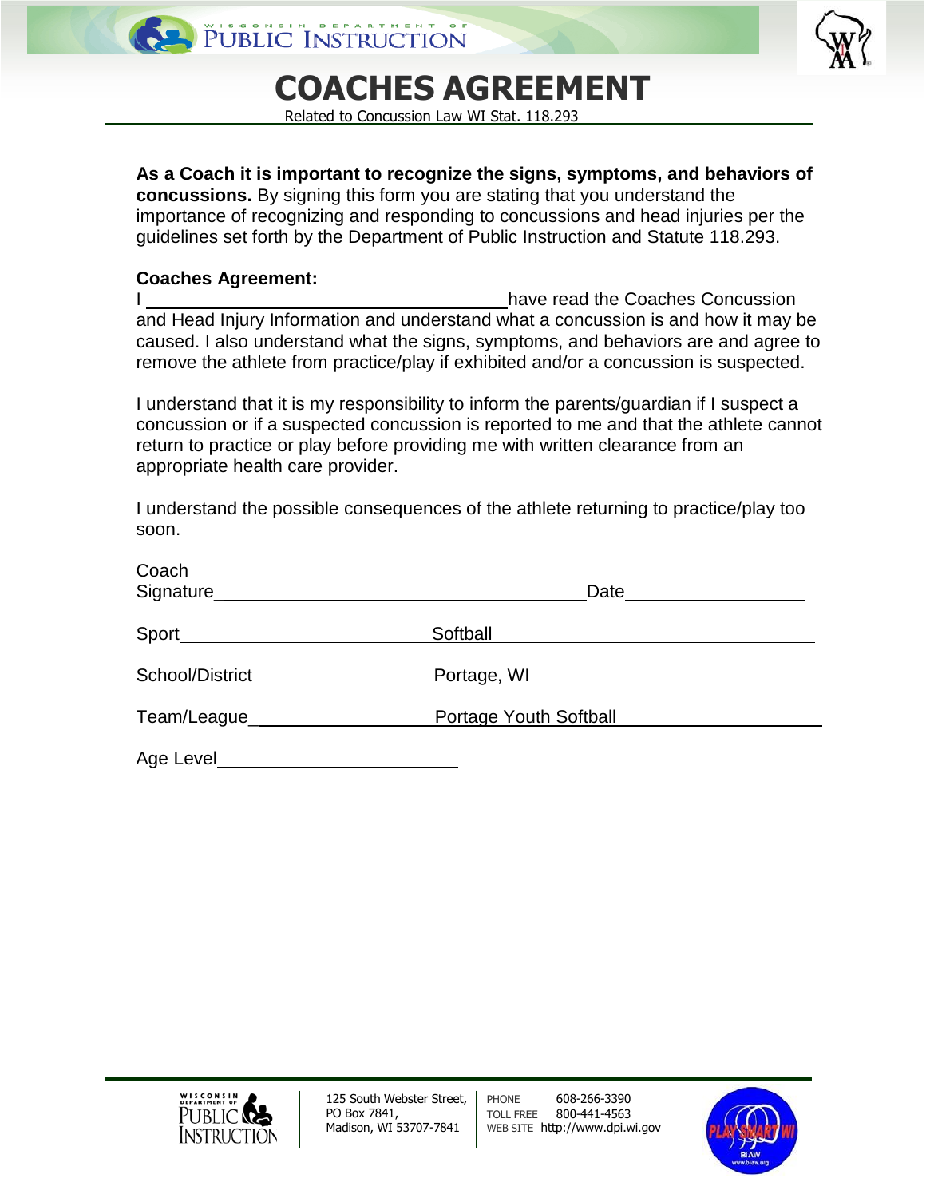# COACHES AGREEMENT

Related to Concussion Law WI Stat. 118.293

**As a Coach it is important to recognize the signs, symptoms, and behaviors of concussions.** By signing this form you are stating that you understand the importance of recognizing and responding to concussions and head injuries per the guidelines set forth by the Department of Public Instruction and Statute 118.293.

**Coaches Agreement:**

I ______________________________ have read the Coaches Concussion and Head Injury Information and understand what a concussion is and how it may be caused. I also understand what the signs, symptoms, and behaviors are and agree to remove the athlete from practice/play if exhibited and/or a concussion is suspected.

I understand that it is my responsibility to inform the parents/guardian if I suspect a concussion or if a suspected concussion is reported to me and that the athlete cannot return to practice or play before providing me with written clearance from an appropriate health care provider.

I understand the possible consequences of the athlete returning to practice/play too soon.

Coach Signature ______________________________ Date ______________

Sport ______________ Softball ______________

School/District ______________ Portage, WI ______________

Team/League ______________ Portage Youth Softball ______________

Age Level ______________

125 South Webster Street, PO Box 7841, Madison, WI 53707-7841

PHONE 608-266-3390
TOLL FREE 800-441-4563
WEB SITE http://www.dpi.wi.gov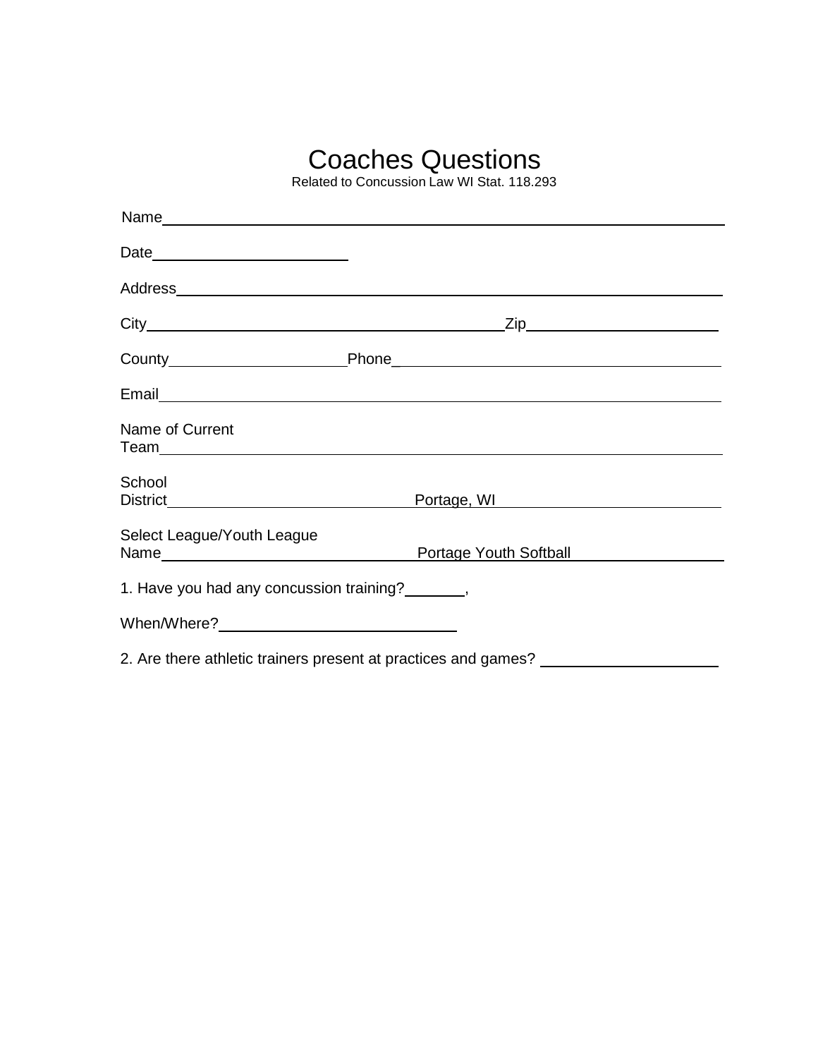# Coaches Questions

Related to Concussion Law WI Stat. 118.293

Name\_\_\_\_\_\_\_\_\_\_\_\_\_\_\_\_\_\_\_\_\_\_\_\_\_\_\_\_\_\_\_\_\_\_\_\_\_\_\_\_\_\_\_\_\_\_\_\_

Date\_\_\_\_\_\_\_\_\_\_\_\_\_\_\_\_\_\_\_\_

Address\_\_\_\_\_\_\_\_\_\_\_\_\_\_\_\_\_\_\_\_\_\_\_\_\_\_\_\_\_\_\_\_\_\_\_\_\_\_\_\_\_\_\_\_\_\_

City\_\_\_\_\_\_\_\_\_\_\_\_\_\_\_\_\_\_\_\_\_\_\_\_\_\_\_\_\_\_\_\_\_\_Zip\_\_\_\_\_\_\_\_\_\_\_\_\_\_\_\_\_\_

County\_\_\_\_\_\_\_\_\_\_\_\_\_\_\_\_\_\_Phone\_\_\_\_\_\_\_\_\_\_\_\_\_\_\_\_\_\_\_\_\_\_\_\_\_\_\_\_\_\_

Email\_\_\_\_\_\_\_\_\_\_\_\_\_\_\_\_\_\_\_\_\_\_\_\_\_\_\_\_\_\_\_\_\_\_\_\_\_\_\_\_\_\_\_\_\_\_\_\_

Name of Current Team\_\_\_\_\_\_\_\_\_\_\_\_\_\_\_\_\_\_\_\_\_\_\_\_\_\_\_\_\_\_\_\_\_\_\_\_\_\_\_\_\_\_\_\_\_\_

School District\_\_\_\_\_\_\_\_\_\_\_\_\_\_\_\_\_\_\_\_\_\_\_\_\_\_Portage, WI\_\_\_\_\_\_\_\_\_\_\_\_\_\_\_\_\_\_\_\_\_\_

Select League/Youth League Name\_\_\_\_\_\_\_\_\_\_\_\_\_\_\_\_\_\_\_\_\_\_\_\_\_\_Portage Youth Softball\_\_\_\_\_\_\_\_\_\_\_\_\_\_\_\_

1. Have you had any concussion training?\_\_\_\_\_\_\_,

When/Where?\_\_\_\_\_\_\_\_\_\_\_\_\_\_\_\_\_\_\_\_\_\_\_\_\_\_

2. Are there athletic trainers present at practices and games? \_\_\_\_\_\_\_\_\_\_\_\_\_\_\_\_\_\_\_\_